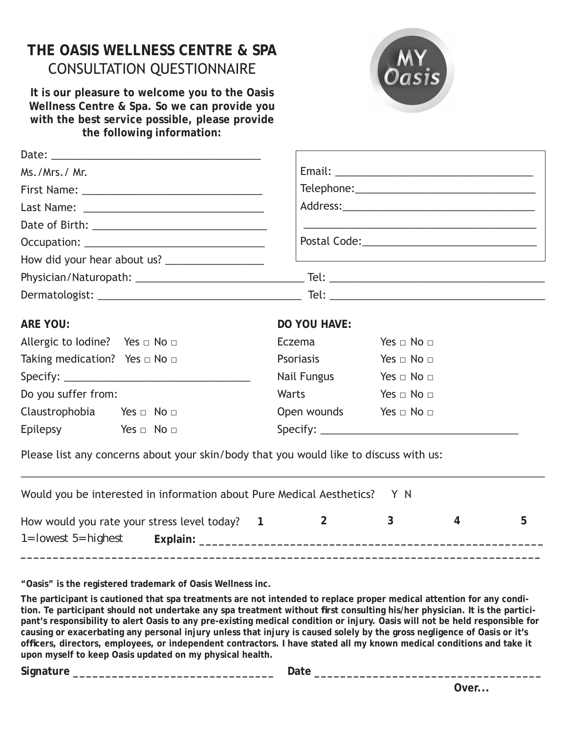# THE OASIS WELLNESS CENTRE & SPA

## CONSULTATION QUESTIONNAIRE

**It is our pleasure to welcome you to the Oasis Wellness Centre & Spa. So we can provide you with the best service possible, please provide the following information:**

Date: ____________________________________

Ms./Mrs./ Mr.

First Name: ______________________________

Last Name: ______________________________

Date of Birth: ____________________________

Occupation: _____________________________

How did your hear about us? ________________

Email: __________________________________

Telephone:_______________________________

Address:_________________________________

_______________________________________

Postal Code:______________________________

Physician/Naturopath: ______________________________ Tel: ______________________________________

Dermatologist: ___________________________________ Tel: ______________________________________

**ARE YOU:**

Allergic to Iodine? Yes □ No □

Taking medication? Yes □ No □

Specify: ________________________________

Do you suffer from:

Claustrophobia Yes □ No □

Epilepsy Yes □ No □

**DO YOU HAVE:**

Eczema Yes □ No □

Psoriasis Yes □ No □

Nail Fungus Yes □ No □

Warts Yes □ No □

Open wounds Yes □ No □

Specify: ________________________________

Please list any concerns about your skin/body that you would like to discuss with us:

_____________________________________________________________________________________

Would you be interested in information about Pure Medical Aesthetics? Y N

How would you rate your stress level today? **1 2 3 4 5**

1=lowest 5=highest **Explain:** _______________________________________________________

_____________________________________________________________________________________

**"Oasis" is the registered trademark of Oasis Wellness inc.**

**The participant is cautioned that spa treatments are not intended to replace proper medical attention for any condition. Te participant should not undertake any spa treatment without first consulting his/her physician. It is the participant's responsibility to alert Oasis to any pre-existing medical condition or injury. Oasis will not be held responsible for causing or exacerbating any personal injury unless that injury is caused solely by the gross negligence of Oasis or it's officers, directors, employees, or independent contractors. I have stated all my known medical conditions and take it upon myself to keep Oasis updated on my physical health.**

**Signature** ______________________________ **Date** __________________________________

**Over...**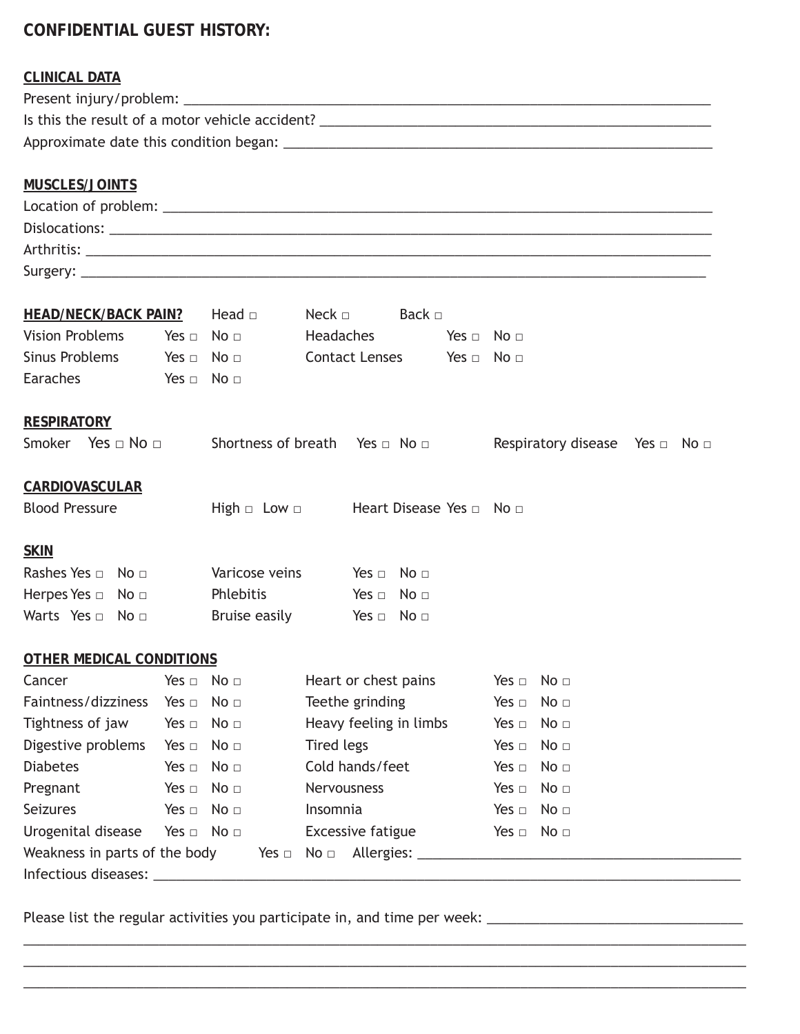**CONFIDENTIAL GUEST HISTORY:**

**CLINICAL DATA**

Present injury/problem: ___________________________________________

Is this the result of a motor vehicle accident? ___________________________

Approximate date this condition began: ________________________________

**MUSCLES/JOINTS**

Location of problem: ______________________________________________

Dislocations: ___________________________________________________

Arthritis: ______________________________________________________

Surgery: _______________________________________________________

**HEAD/NECK/BACK PAIN?** Head □ Neck □ Back □

| | | | | | |
|---|---|---|---|---|---|
| Vision Problems | Yes □ | No □ | Headaches | Yes □ | No □ |
| Sinus Problems | Yes □ | No □ | Contact Lenses | Yes □ | No □ |
| Earaches | Yes □ | No □ | | | |

**RESPIRATORY**

Smoker Yes □ No □ Shortness of breath Yes □ No □ Respiratory disease Yes □ No □

**CARDIOVASCULAR**

Blood Pressure High □ Low □ Heart Disease Yes □ No □

**SKIN**

| | | | | | |
|---|---|---|---|---|---|
| Rashes | Yes □ | No □ | Varicose veins | Yes □ | No □ |
| Herpes | Yes □ | No □ | Phlebitis | Yes □ | No □ |
| Warts | Yes □ | No □ | Bruise easily | Yes □ | No □ |

**OTHER MEDICAL CONDITIONS**

| | | | | | |
|---|---|---|---|---|---|
| Cancer | Yes □ | No □ | Heart or chest pains | Yes □ | No □ |
| Faintness/dizziness | Yes □ | No □ | Teethe grinding | Yes □ | No □ |
| Tightness of jaw | Yes □ | No □ | Heavy feeling in limbs | Yes □ | No □ |
| Digestive problems | Yes □ | No □ | Tired legs | Yes □ | No □ |
| Diabetes | Yes □ | No □ | Cold hands/feet | Yes □ | No □ |
| Pregnant | Yes □ | No □ | Nervousness | Yes □ | No □ |
| Seizures | Yes □ | No □ | Insomnia | Yes □ | No □ |
| Urogenital disease | Yes □ | No □ | Excessive fatigue | Yes □ | No □ |

Weakness in parts of the body Yes □ No □ Allergies: ___________________________

Infectious diseases: _______________________________________________

Please list the regular activities you participate in, and time per week: __________________

_____________________________________________________________

_____________________________________________________________

_____________________________________________________________